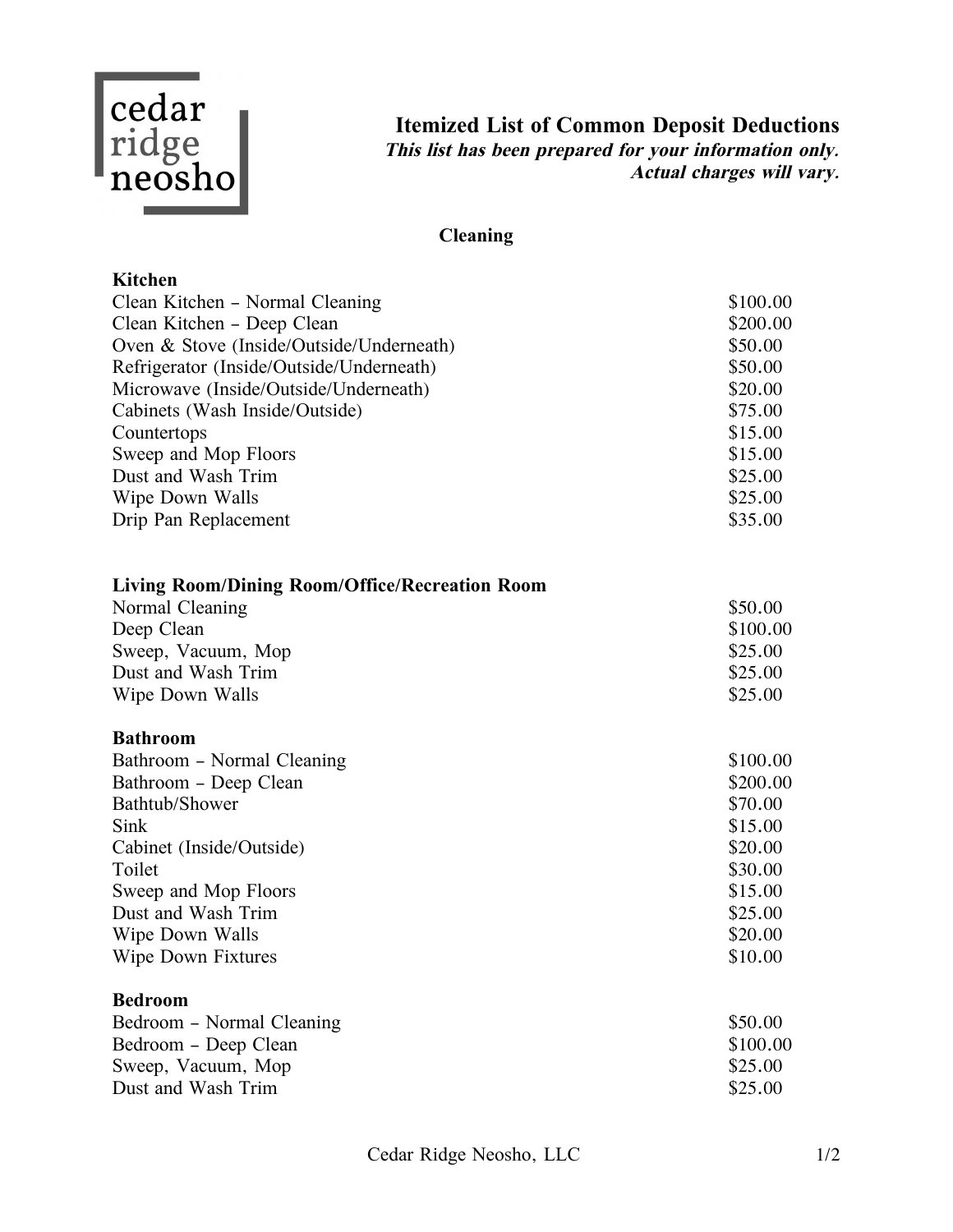cedar ridge neosho

# Itemized List of Common Deposit Deductions

***This list has been prepared for your information only. Actual charges will vary.***

## Cleaning

### Kitchen

| Item | Charge |
| --- | --- |
| Clean Kitchen – Normal Cleaning | $100.00 |
| Clean Kitchen – Deep Clean | $200.00 |
| Oven & Stove (Inside/Outside/Underneath) | $50.00 |
| Refrigerator (Inside/Outside/Underneath) | $50.00 |
| Microwave (Inside/Outside/Underneath) | $20.00 |
| Cabinets (Wash Inside/Outside) | $75.00 |
| Countertops | $15.00 |
| Sweep and Mop Floors | $15.00 |
| Dust and Wash Trim | $25.00 |
| Wipe Down Walls | $25.00 |
| Drip Pan Replacement | $35.00 |

### Living Room/Dining Room/Office/Recreation Room

| Item | Charge |
| --- | --- |
| Normal Cleaning | $50.00 |
| Deep Clean | $100.00 |
| Sweep, Vacuum, Mop | $25.00 |
| Dust and Wash Trim | $25.00 |
| Wipe Down Walls | $25.00 |

### Bathroom

| Item | Charge |
| --- | --- |
| Bathroom – Normal Cleaning | $100.00 |
| Bathroom – Deep Clean | $200.00 |
| Bathtub/Shower | $70.00 |
| Sink | $15.00 |
| Cabinet (Inside/Outside) | $20.00 |
| Toilet | $30.00 |
| Sweep and Mop Floors | $15.00 |
| Dust and Wash Trim | $25.00 |
| Wipe Down Walls | $20.00 |
| Wipe Down Fixtures | $10.00 |

### Bedroom

| Item | Charge |
| --- | --- |
| Bedroom – Normal Cleaning | $50.00 |
| Bedroom – Deep Clean | $100.00 |
| Sweep, Vacuum, Mop | $25.00 |
| Dust and Wash Trim | $25.00 |

Cedar Ridge Neosho, LLC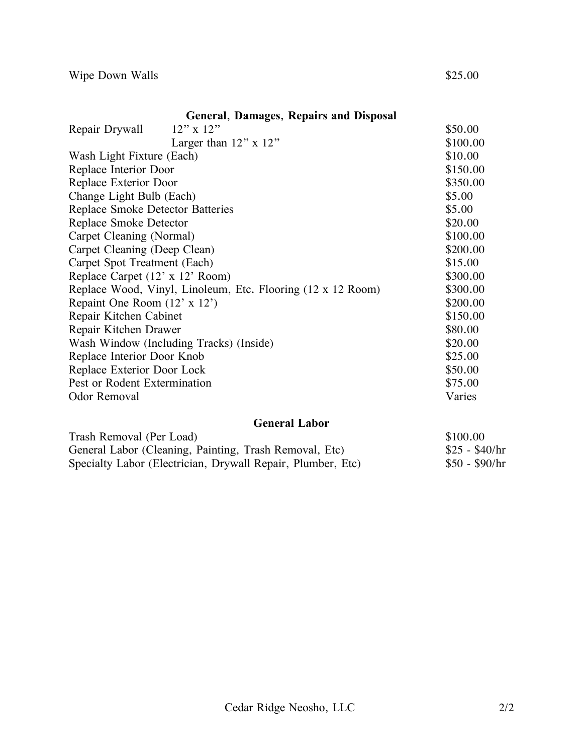| | |
|---|---|
| Wipe Down Walls | $25.00 |

### General, Damages, Repairs and Disposal

| | | |
|---|---|---|
| Repair Drywall | 12" x 12" | $50.00 |
| | Larger than 12" x 12" | $100.00 |
| Wash Light Fixture (Each) | | $10.00 |
| Replace Interior Door | | $150.00 |
| Replace Exterior Door | | $350.00 |
| Change Light Bulb (Each) | | $5.00 |
| Replace Smoke Detector Batteries | | $5.00 |
| Replace Smoke Detector | | $20.00 |
| Carpet Cleaning (Normal) | | $100.00 |
| Carpet Cleaning (Deep Clean) | | $200.00 |
| Carpet Spot Treatment (Each) | | $15.00 |
| Replace Carpet (12' x 12' Room) | | $300.00 |
| Replace Wood, Vinyl, Linoleum, Etc. Flooring (12 x 12 Room) | | $300.00 |
| Repaint One Room (12' x 12') | | $200.00 |
| Repair Kitchen Cabinet | | $150.00 |
| Repair Kitchen Drawer | | $80.00 |
| Wash Window (Including Tracks) (Inside) | | $20.00 |
| Replace Interior Door Knob | | $25.00 |
| Replace Exterior Door Lock | | $50.00 |
| Pest or Rodent Extermination | | $75.00 |
| Odor Removal | | Varies |

### General Labor

| | |
|---|---|
| Trash Removal (Per Load) | $100.00 |
| General Labor (Cleaning, Painting, Trash Removal, Etc) | $25 - $40/hr |
| Specialty Labor (Electrician, Drywall Repair, Plumber, Etc) | $50 - $90/hr |

Cedar Ridge Neosho, LLC